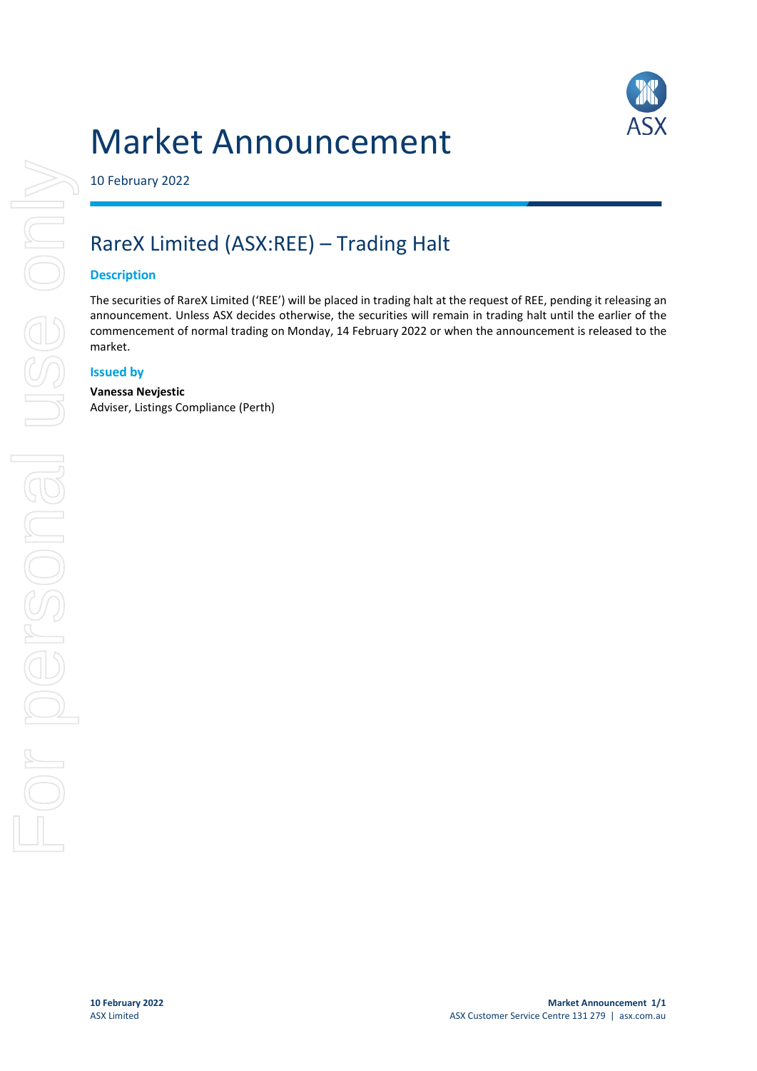# Market Announcement

10 February 2022

## RareX Limited (ASX:REE) – Trading Halt

### Description

The securities of RareX Limited ('REE') will be placed in trading halt at the request of REE, pending it releasing an announcement. Unless ASX decides otherwise, the securities will remain in trading halt until the earlier of the commencement of normal trading on Monday, 14 February 2022 or when the announcement is released to the market.

### Issued by

**Vanessa Nevjestic**
Adviser, Listings Compliance (Perth)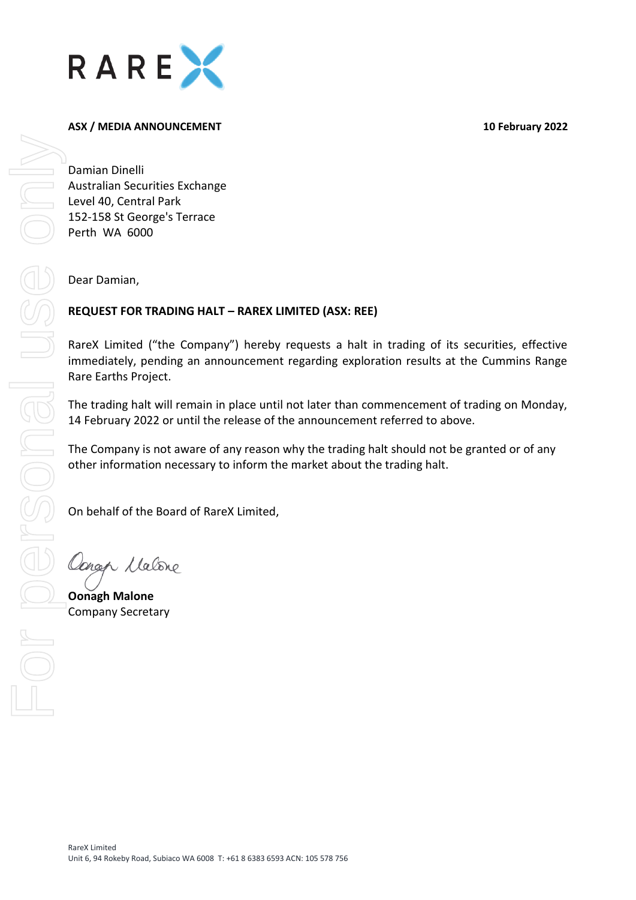RAREX

**ASX / MEDIA ANNOUNCEMENT** **10 February 2022**

Damian Dinelli
Australian Securities Exchange
Level 40, Central Park
152-158 St George's Terrace
Perth WA 6000

Dear Damian,

**REQUEST FOR TRADING HALT – RAREX LIMITED (ASX: REE)**

RareX Limited ("the Company") hereby requests a halt in trading of its securities, effective immediately, pending an announcement regarding exploration results at the Cummins Range Rare Earths Project.

The trading halt will remain in place until not later than commencement of trading on Monday, 14 February 2022 or until the release of the announcement referred to above.

The Company is not aware of any reason why the trading halt should not be granted or of any other information necessary to inform the market about the trading halt.

On behalf of the Board of RareX Limited,

**Oonagh Malone**
Company Secretary

RareX Limited
Unit 6, 94 Rokeby Road, Subiaco WA 6008 T: +61 8 6383 6593 ACN: 105 578 756